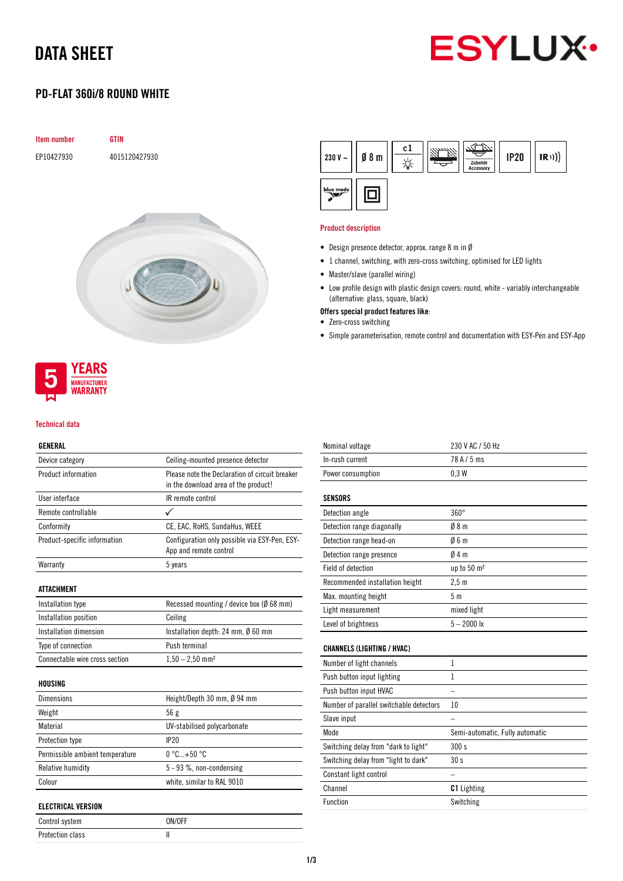# DATA SHEET

## PD-FLAT 360i/8 ROUND WHITE

| Item number | GTIN |
|---|---|
| EP10427930 | 4015120427930 |

230 V ~ | Ø 8 m | c1 | Zubehör Accessory | IP20 | IR | blue mode

### Product description

- Design presence detector, approx. range 8 m in Ø
- 1 channel, switching, with zero-cross switching, optimised for LED lights
- Master/slave (parallel wiring)
- Low profile design with plastic design covers: round, white - variably interchangeable (alternative: glass, square, black)

**Offers special product features like:**

- Zero-cross switching
- Simple parameterisation, remote control and documentation with ESY-Pen and ESY-App

5 YEARS MANUFACTURER WARRANTY

### Technical data

| GENERAL | |
|---|---|
| Device category | Ceiling-mounted presence detector |
| Product information | Please note the Declaration of circuit breaker in the download area of the product! |
| User interface | IR remote control |
| Remote controllable | ✓ |
| Conformity | CE, EAC, RoHS, SundaHus, WEEE |
| Product-specific information | Configuration only possible via ESY-Pen, ESY-App and remote control |
| Warranty | 5 years |

| ATTACHMENT | |
|---|---|
| Installation type | Recessed mounting / device box (Ø 68 mm) |
| Installation position | Ceiling |
| Installation dimension | Installation depth: 24 mm, Ø 60 mm |
| Type of connection | Push terminal |
| Connectable wire cross section | 1,50 – 2,50 mm² |

| HOUSING | |
|---|---|
| Dimensions | Height/Depth 30 mm, Ø 94 mm |
| Weight | 56 g |
| Material | UV-stabilised polycarbonate |
| Protection type | IP20 |
| Permissible ambient temperature | 0 °C...+50 °C |
| Relative humidity | 5 - 93 %, non-condensing |
| Colour | white, similar to RAL 9010 |

| ELECTRICAL VERSION | |
|---|---|
| Control system | ON/OFF |
| Protection class | II |
| Nominal voltage | 230 V AC / 50 Hz |
| In-rush current | 78 A / 5 ms |
| Power consumption | 0,3 W |

| SENSORS | |
|---|---|
| Detection angle | 360° |
| Detection range diagonally | Ø 8 m |
| Detection range head-on | Ø 6 m |
| Detection range presence | Ø 4 m |
| Field of detection | up to 50 m² |
| Recommended installation height | 2,5 m |
| Max. mounting height | 5 m |
| Light measurement | mixed light |
| Level of brightness | 5 – 2000 lx |

| CHANNELS (LIGHTING / HVAC) | |
|---|---|
| Number of light channels | 1 |
| Push button input lighting | 1 |
| Push button input HVAC | – |
| Number of parallel switchable detectors | 10 |
| Slave input | – |
| Mode | Semi-automatic, Fully automatic |
| Switching delay from "dark to light" | 300 s |
| Switching delay from "light to dark" | 30 s |
| Constant light control | – |
| Channel | **C1** Lighting |
| Function | Switching |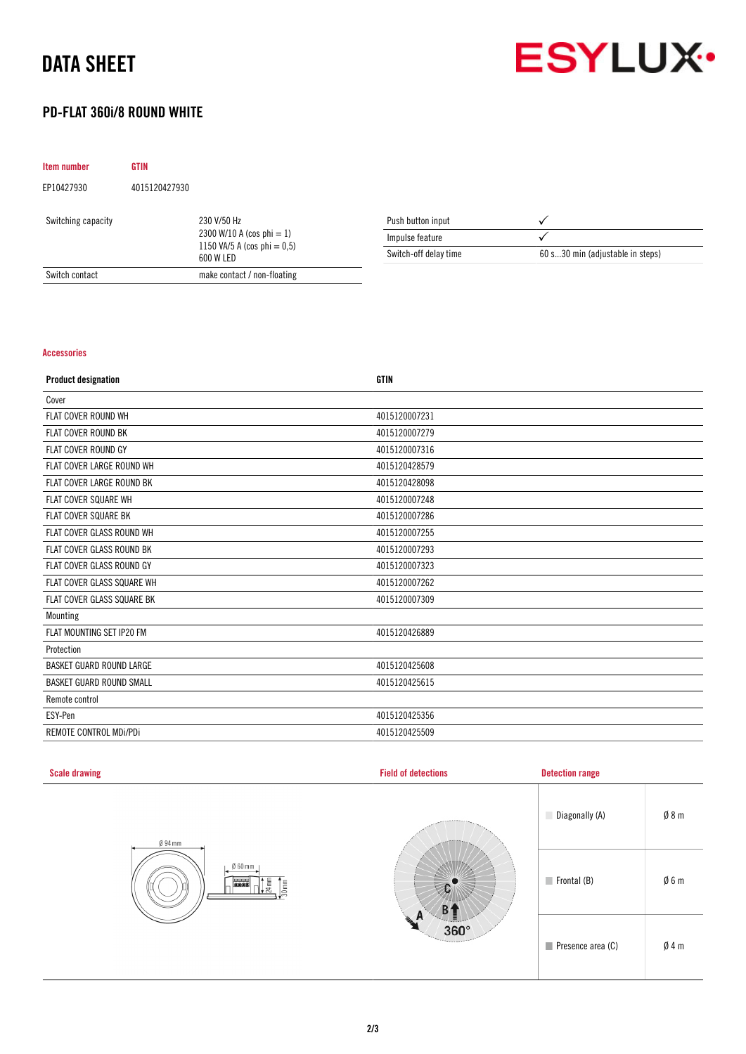# DATA SHEET

## PD-FLAT 360i/8 ROUND WHITE

| Item number | GTIN |
|---|---|
| EP10427930 | 4015120427930 |

| | |
|---|---|
| Switching capacity | 230 V/50 Hz<br>2300 W/10 A (cos phi = 1)<br>1150 VA/5 A (cos phi = 0,5)<br>600 W LED |
| Switch contact | make contact / non-floating |

| | |
|---|---|
| Push button input | ✓ |
| Impulse feature | ✓ |
| Switch-off delay time | 60 s...30 min (adjustable in steps) |

### Accessories

| Product designation | GTIN |
|---|---|
| Cover | |
| FLAT COVER ROUND WH | 4015120007231 |
| FLAT COVER ROUND BK | 4015120007279 |
| FLAT COVER ROUND GY | 4015120007316 |
| FLAT COVER LARGE ROUND WH | 4015120428579 |
| FLAT COVER LARGE ROUND BK | 4015120428098 |
| FLAT COVER SQUARE WH | 4015120007248 |
| FLAT COVER SQUARE BK | 4015120007286 |
| FLAT COVER GLASS ROUND WH | 4015120007255 |
| FLAT COVER GLASS ROUND BK | 4015120007293 |
| FLAT COVER GLASS ROUND GY | 4015120007323 |
| FLAT COVER GLASS SQUARE WH | 4015120007262 |
| FLAT COVER GLASS SQUARE BK | 4015120007309 |
| Mounting | |
| FLAT MOUNTING SET IP20 FM | 4015120426889 |
| Protection | |
| BASKET GUARD ROUND LARGE | 4015120425608 |
| BASKET GUARD ROUND SMALL | 4015120425615 |
| Remote control | |
| ESY-Pen | 4015120425356 |
| REMOTE CONTROL MDi/PDi | 4015120425509 |

### Scale drawing

Ø 94 mm, Ø 60 mm, 24 mm, 30 mm

### Field of detections

A, B, C, 360°

### Detection range

| | |
|---|---|
| Diagonally (A) | Ø 8 m |
| Frontal (B) | Ø 6 m |
| Presence area (C) | Ø 4 m |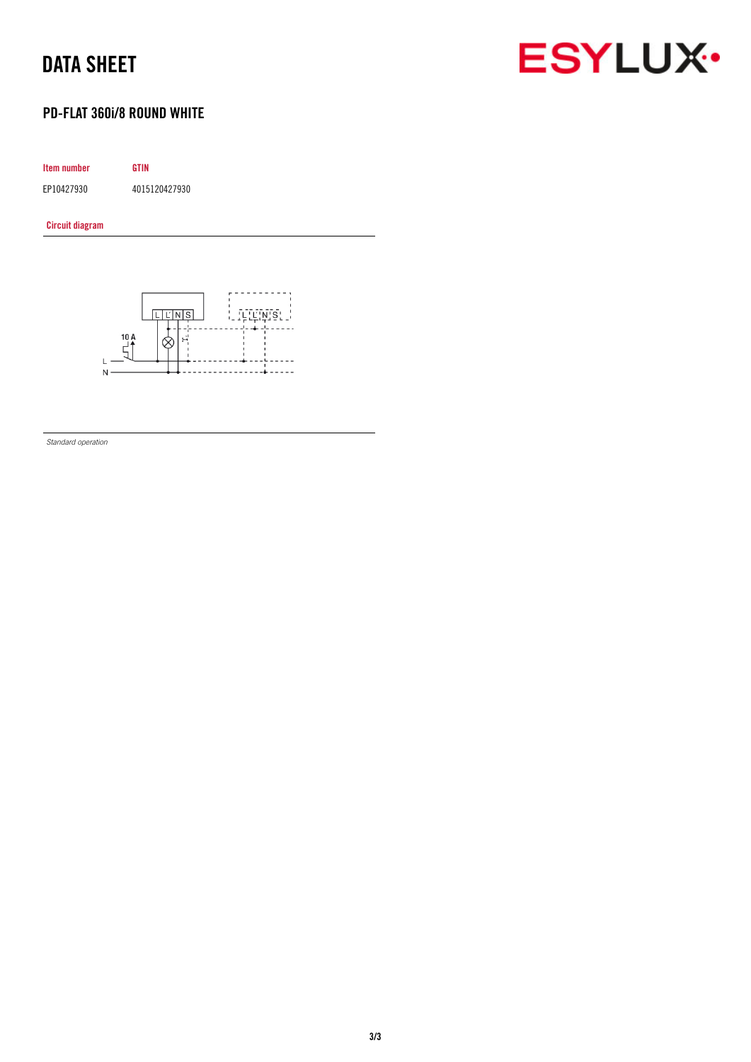# DATA SHEET

## PD-FLAT 360i/8 ROUND WHITE

| Item number | GTIN |
| --- | --- |
| EP10427930 | 4015120427930 |

### Circuit diagram

L L' N S

L L' N S

10 A

L

N

*Standard operation*